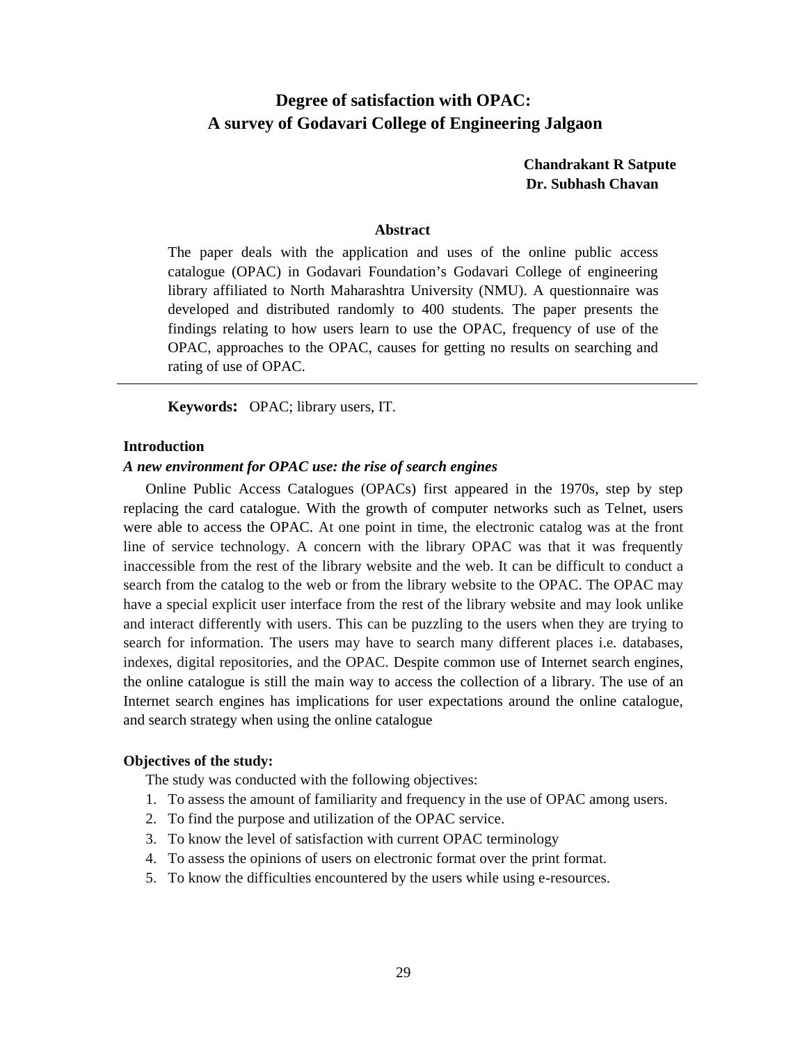# Degree of satisfaction with OPAC: A survey of Godavari College of Engineering Jalgaon

**Chandrakant R Satpute**
**Dr. Subhash Chavan**

## Abstract

The paper deals with the application and uses of the online public access catalogue (OPAC) in Godavari Foundation's Godavari College of engineering library affiliated to North Maharashtra University (NMU). A questionnaire was developed and distributed randomly to 400 students. The paper presents the findings relating to how users learn to use the OPAC, frequency of use of the OPAC, approaches to the OPAC, causes for getting no results on searching and rating of use of OPAC.

---

**Keywords:** OPAC; library users, IT.

## Introduction

### *A new environment for OPAC use: the rise of search engines*

Online Public Access Catalogues (OPACs) first appeared in the 1970s, step by step replacing the card catalogue. With the growth of computer networks such as Telnet, users were able to access the OPAC. At one point in time, the electronic catalog was at the front line of service technology. A concern with the library OPAC was that it was frequently inaccessible from the rest of the library website and the web. It can be difficult to conduct a search from the catalog to the web or from the library website to the OPAC. The OPAC may have a special explicit user interface from the rest of the library website and may look unlike and interact differently with users. This can be puzzling to the users when they are trying to search for information. The users may have to search many different places i.e. databases, indexes, digital repositories, and the OPAC. Despite common use of Internet search engines, the online catalogue is still the main way to access the collection of a library. The use of an Internet search engines has implications for user expectations around the online catalogue, and search strategy when using the online catalogue

## Objectives of the study:

The study was conducted with the following objectives:

1. To assess the amount of familiarity and frequency in the use of OPAC among users.
2. To find the purpose and utilization of the OPAC service.
3. To know the level of satisfaction with current OPAC terminology
4. To assess the opinions of users on electronic format over the print format.
5. To know the difficulties encountered by the users while using e-resources.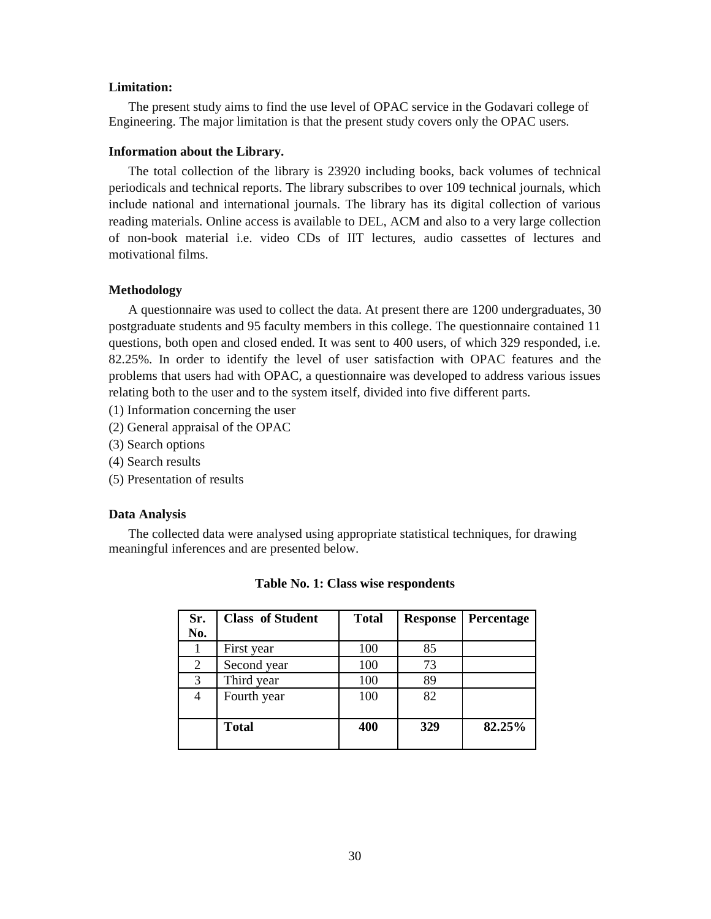**Limitation:**

The present study aims to find the use level of OPAC service in the Godavari college of Engineering. The major limitation is that the present study covers only the OPAC users.

**Information about the Library.**

The total collection of the library is 23920 including books, back volumes of technical periodicals and technical reports. The library subscribes to over 109 technical journals, which include national and international journals. The library has its digital collection of various reading materials. Online access is available to DEL, ACM and also to a very large collection of non-book material i.e. video CDs of IIT lectures, audio cassettes of lectures and motivational films.

**Methodology**

A questionnaire was used to collect the data. At present there are 1200 undergraduates, 30 postgraduate students and 95 faculty members in this college. The questionnaire contained 11 questions, both open and closed ended. It was sent to 400 users, of which 329 responded, i.e. 82.25%. In order to identify the level of user satisfaction with OPAC features and the problems that users had with OPAC, a questionnaire was developed to address various issues relating both to the user and to the system itself, divided into five different parts.

(1) Information concerning the user
(2) General appraisal of the OPAC
(3) Search options
(4) Search results
(5) Presentation of results

**Data Analysis**

The collected data were analysed using appropriate statistical techniques, for drawing meaningful inferences and are presented below.

**Table No. 1: Class wise respondents**

| Sr. No. | Class of Student | Total | Response | Percentage |
|---|---|---|---|---|
| 1 | First year | 100 | 85 | |
| 2 | Second year | 100 | 73 | |
| 3 | Third year | 100 | 89 | |
| 4 | Fourth year | 100 | 82 | |
| | **Total** | **400** | **329** | **82.25%** |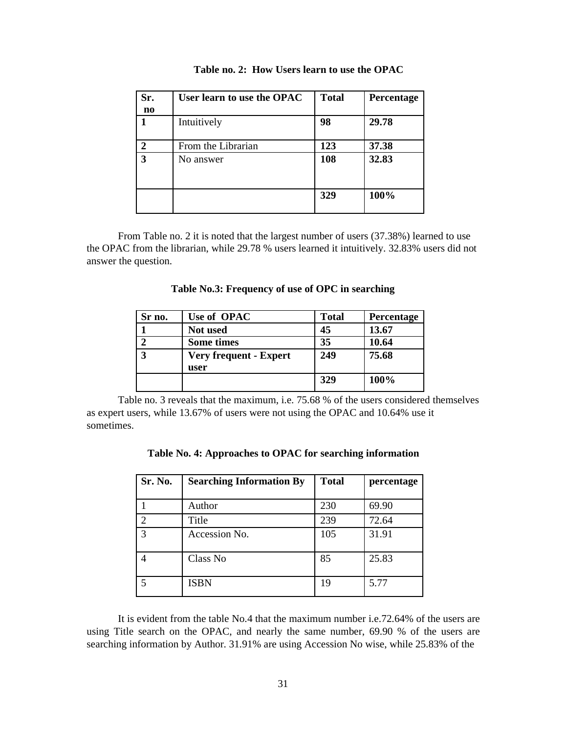**Table no. 2: How Users learn to use the OPAC**

| Sr. no | User learn to use the OPAC | Total | Percentage |
|---|---|---|---|
| 1 | Intuitively | 98 | 29.78 |
| 2 | From the Librarian | 123 | 37.38 |
| 3 | No answer | 108 | 32.83 |
| | | 329 | 100% |

From Table no. 2 it is noted that the largest number of users (37.38%) learned to use the OPAC from the librarian, while 29.78 % users learned it intuitively. 32.83% users did not answer the question.

**Table No.3: Frequency of use of OPC in searching**

| Sr no. | Use of OPAC | Total | Percentage |
|---|---|---|---|
| 1 | Not used | 45 | 13.67 |
| 2 | Some times | 35 | 10.64 |
| 3 | Very frequent - Expert user | 249 | 75.68 |
| | | 329 | 100% |

Table no. 3 reveals that the maximum, i.e. 75.68 % of the users considered themselves as expert users, while 13.67% of users were not using the OPAC and 10.64% use it sometimes.

**Table No. 4: Approaches to OPAC for searching information**

| Sr. No. | Searching Information By | Total | percentage |
|---|---|---|---|
| 1 | Author | 230 | 69.90 |
| 2 | Title | 239 | 72.64 |
| 3 | Accession No. | 105 | 31.91 |
| 4 | Class No | 85 | 25.83 |
| 5 | ISBN | 19 | 5.77 |

It is evident from the table No.4 that the maximum number i.e.72.64% of the users are using Title search on the OPAC, and nearly the same number, 69.90 % of the users are searching information by Author. 31.91% are using Accession No wise, while 25.83% of the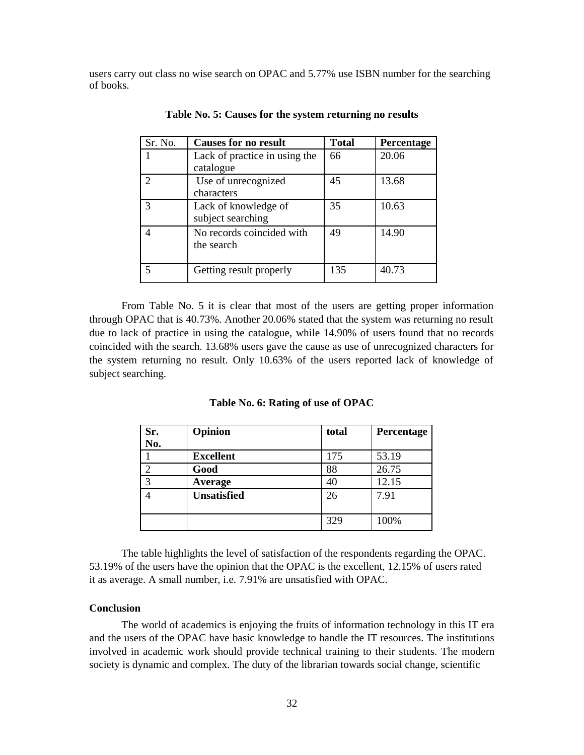users carry out class no wise search on OPAC and 5.77% use ISBN number for the searching of books.

**Table No. 5: Causes for the system returning no results**

| Sr. No. | Causes for no result | Total | Percentage |
|---|---|---|---|
| 1 | Lack of practice in using the catalogue | 66 | 20.06 |
| 2 | Use of unrecognized characters | 45 | 13.68 |
| 3 | Lack of knowledge of subject searching | 35 | 10.63 |
| 4 | No records coincided with the search | 49 | 14.90 |
| 5 | Getting result properly | 135 | 40.73 |

From Table No. 5 it is clear that most of the users are getting proper information through OPAC that is 40.73%. Another 20.06% stated that the system was returning no result due to lack of practice in using the catalogue, while 14.90% of users found that no records coincided with the search. 13.68% users gave the cause as use of unrecognized characters for the system returning no result. Only 10.63% of the users reported lack of knowledge of subject searching.

**Table No. 6: Rating of use of OPAC**

| Sr. No. | Opinion | total | Percentage |
|---|---|---|---|
| 1 | **Excellent** | 175 | 53.19 |
| 2 | **Good** | 88 | 26.75 |
| 3 | **Average** | 40 | 12.15 |
| 4 | **Unsatisfied** | 26 | 7.91 |
| | | 329 | 100% |

The table highlights the level of satisfaction of the respondents regarding the OPAC. 53.19% of the users have the opinion that the OPAC is the excellent, 12.15% of users rated it as average. A small number, i.e. 7.91% are unsatisfied with OPAC.

**Conclusion**

The world of academics is enjoying the fruits of information technology in this IT era and the users of the OPAC have basic knowledge to handle the IT resources. The institutions involved in academic work should provide technical training to their students. The modern society is dynamic and complex. The duty of the librarian towards social change, scientific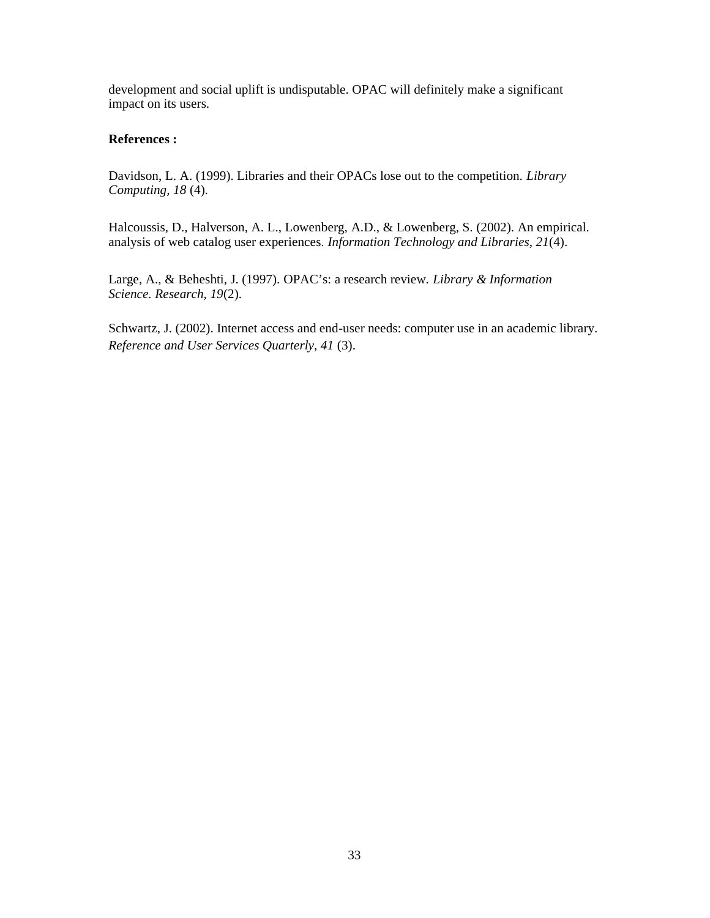development and social uplift is undisputable. OPAC will definitely make a significant impact on its users.

**References :**

Davidson, L. A. (1999). Libraries and their OPACs lose out to the competition. *Library Computing, 18* (4).

Halcoussis, D., Halverson, A. L., Lowenberg, A.D., & Lowenberg, S. (2002). An empirical. analysis of web catalog user experiences. *Information Technology and Libraries, 21*(4).

Large, A., & Beheshti, J. (1997). OPAC's: a research review. *Library & Information Science. Research, 19*(2).

Schwartz, J. (2002). Internet access and end-user needs: computer use in an academic library. *Reference and User Services Quarterly, 41* (3).